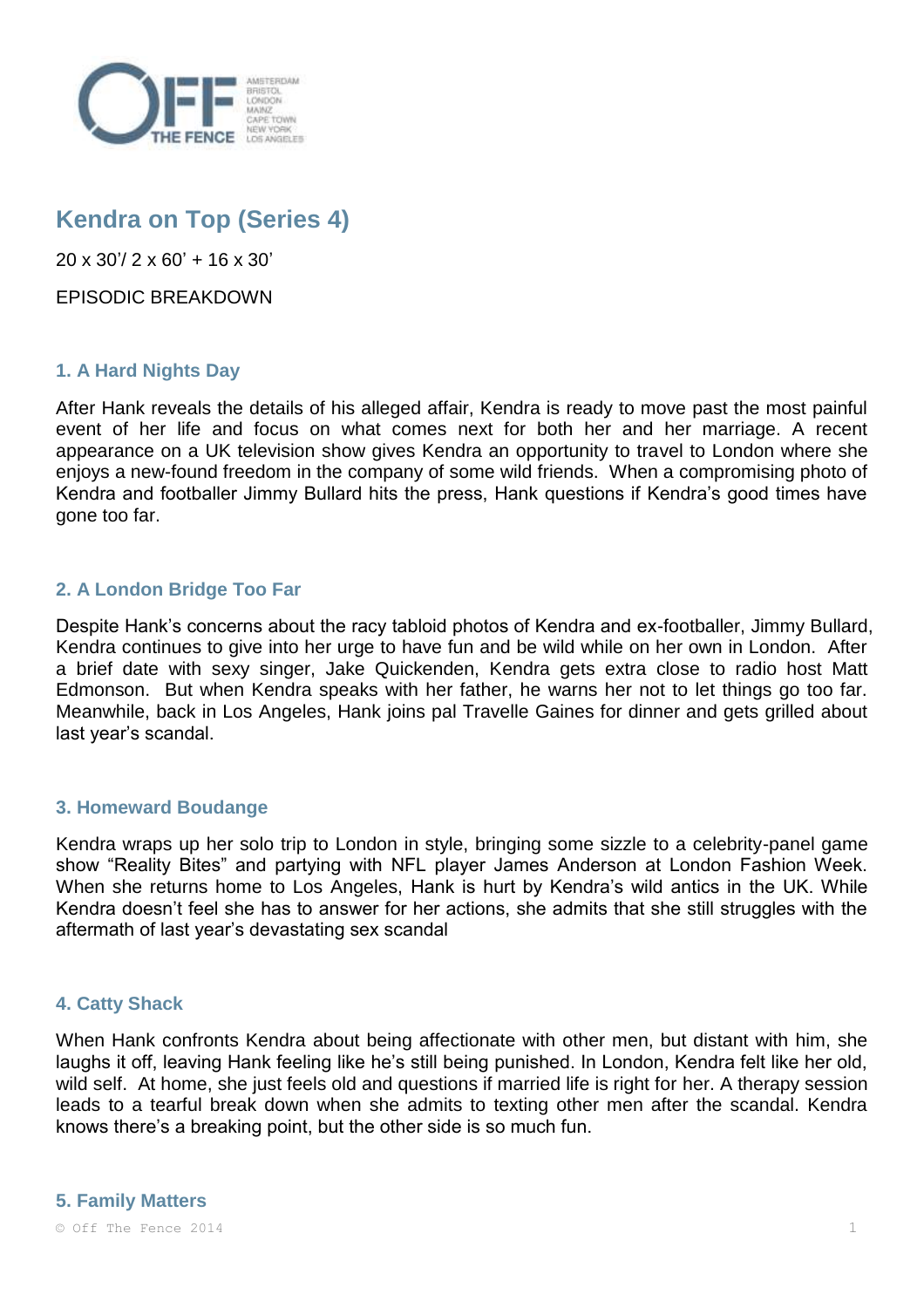# Kendra on Top (Series 4)

20 x 30'/ 2 x 60' + 16 x 30'

EPISODIC BREAKDOWN

### 1. A Hard Nights Day

After Hank reveals the details of his alleged affair, Kendra is ready to move past the most painful event of her life and focus on what comes next for both her and her marriage. A recent appearance on a UK television show gives Kendra an opportunity to travel to London where she enjoys a new-found freedom in the company of some wild friends. When a compromising photo of Kendra and footballer Jimmy Bullard hits the press, Hank questions if Kendra's good times have gone too far.

### 2. A London Bridge Too Far

Despite Hank's concerns about the racy tabloid photos of Kendra and ex-footballer, Jimmy Bullard, Kendra continues to give into her urge to have fun and be wild while on her own in London. After a brief date with sexy singer, Jake Quickenden, Kendra gets extra close to radio host Matt Edmonson. But when Kendra speaks with her father, he warns her not to let things go too far. Meanwhile, back in Los Angeles, Hank joins pal Travelle Gaines for dinner and gets grilled about last year's scandal.

### 3. Homeward Boudange

Kendra wraps up her solo trip to London in style, bringing some sizzle to a celebrity-panel game show "Reality Bites" and partying with NFL player James Anderson at London Fashion Week. When she returns home to Los Angeles, Hank is hurt by Kendra's wild antics in the UK. While Kendra doesn't feel she has to answer for her actions, she admits that she still struggles with the aftermath of last year's devastating sex scandal

### 4. Catty Shack

When Hank confronts Kendra about being affectionate with other men, but distant with him, she laughs it off, leaving Hank feeling like he's still being punished. In London, Kendra felt like her old, wild self. At home, she just feels old and questions if married life is right for her. A therapy session leads to a tearful break down when she admits to texting other men after the scandal. Kendra knows there's a breaking point, but the other side is so much fun.

### 5. Family Matters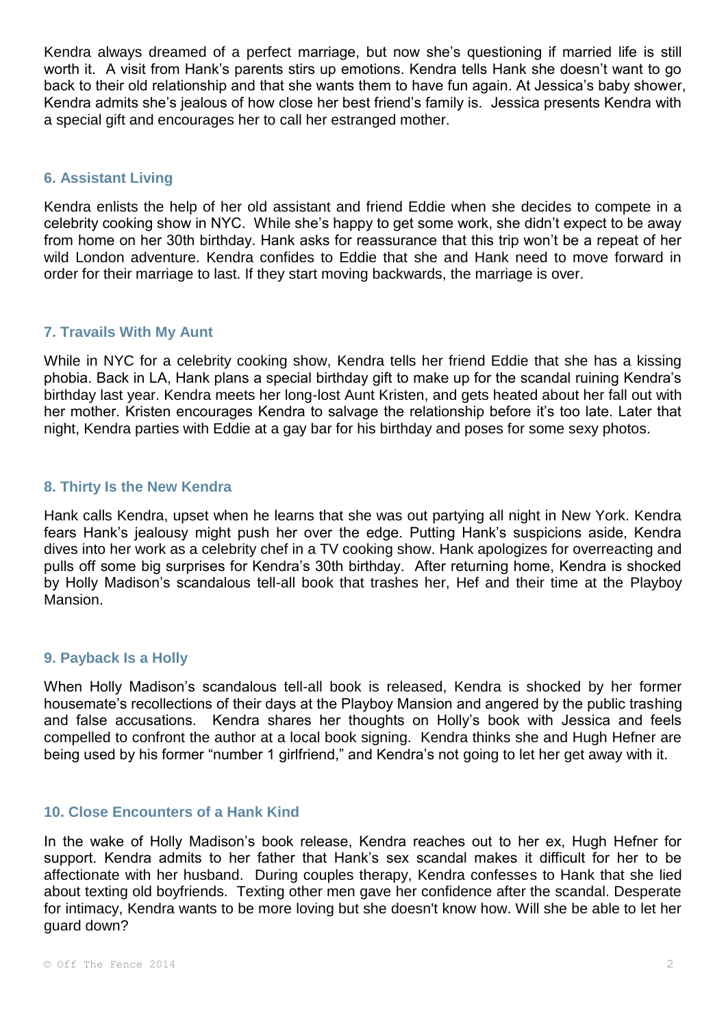Kendra always dreamed of a perfect marriage, but now she's questioning if married life is still worth it. A visit from Hank's parents stirs up emotions. Kendra tells Hank she doesn't want to go back to their old relationship and that she wants them to have fun again. At Jessica's baby shower, Kendra admits she's jealous of how close her best friend's family is. Jessica presents Kendra with a special gift and encourages her to call her estranged mother.

### 6. Assistant Living

Kendra enlists the help of her old assistant and friend Eddie when she decides to compete in a celebrity cooking show in NYC. While she's happy to get some work, she didn't expect to be away from home on her 30th birthday. Hank asks for reassurance that this trip won't be a repeat of her wild London adventure. Kendra confides to Eddie that she and Hank need to move forward in order for their marriage to last. If they start moving backwards, the marriage is over.

### 7. Travails With My Aunt

While in NYC for a celebrity cooking show, Kendra tells her friend Eddie that she has a kissing phobia. Back in LA, Hank plans a special birthday gift to make up for the scandal ruining Kendra's birthday last year. Kendra meets her long-lost Aunt Kristen, and gets heated about her fall out with her mother. Kristen encourages Kendra to salvage the relationship before it's too late. Later that night, Kendra parties with Eddie at a gay bar for his birthday and poses for some sexy photos.

### 8. Thirty Is the New Kendra

Hank calls Kendra, upset when he learns that she was out partying all night in New York. Kendra fears Hank's jealousy might push her over the edge. Putting Hank's suspicions aside, Kendra dives into her work as a celebrity chef in a TV cooking show. Hank apologizes for overreacting and pulls off some big surprises for Kendra's 30th birthday. After returning home, Kendra is shocked by Holly Madison's scandalous tell-all book that trashes her, Hef and their time at the Playboy Mansion.

### 9. Payback Is a Holly

When Holly Madison's scandalous tell-all book is released, Kendra is shocked by her former housemate's recollections of their days at the Playboy Mansion and angered by the public trashing and false accusations. Kendra shares her thoughts on Holly's book with Jessica and feels compelled to confront the author at a local book signing. Kendra thinks she and Hugh Hefner are being used by his former "number 1 girlfriend," and Kendra's not going to let her get away with it.

### 10. Close Encounters of a Hank Kind

In the wake of Holly Madison's book release, Kendra reaches out to her ex, Hugh Hefner for support. Kendra admits to her father that Hank's sex scandal makes it difficult for her to be affectionate with her husband. During couples therapy, Kendra confesses to Hank that she lied about texting old boyfriends. Texting other men gave her confidence after the scandal. Desperate for intimacy, Kendra wants to be more loving but she doesn't know how. Will she be able to let her guard down?

© Off The Fence 2014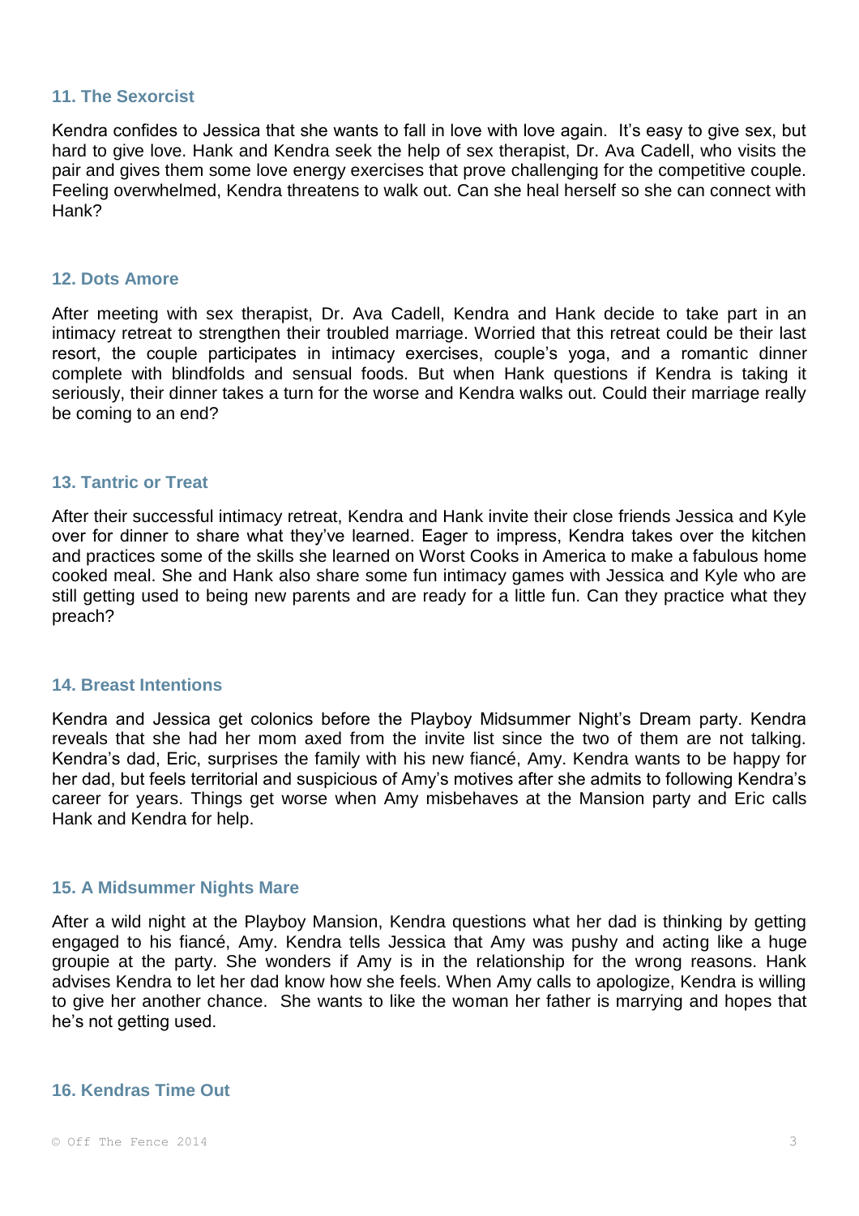### 11. The Sexorcist

Kendra confides to Jessica that she wants to fall in love with love again. It's easy to give sex, but hard to give love. Hank and Kendra seek the help of sex therapist, Dr. Ava Cadell, who visits the pair and gives them some love energy exercises that prove challenging for the competitive couple. Feeling overwhelmed, Kendra threatens to walk out. Can she heal herself so she can connect with Hank?

### 12. Dots Amore

After meeting with sex therapist, Dr. Ava Cadell, Kendra and Hank decide to take part in an intimacy retreat to strengthen their troubled marriage. Worried that this retreat could be their last resort, the couple participates in intimacy exercises, couple's yoga, and a romantic dinner complete with blindfolds and sensual foods. But when Hank questions if Kendra is taking it seriously, their dinner takes a turn for the worse and Kendra walks out. Could their marriage really be coming to an end?

### 13. Tantric or Treat

After their successful intimacy retreat, Kendra and Hank invite their close friends Jessica and Kyle over for dinner to share what they've learned. Eager to impress, Kendra takes over the kitchen and practices some of the skills she learned on Worst Cooks in America to make a fabulous home cooked meal. She and Hank also share some fun intimacy games with Jessica and Kyle who are still getting used to being new parents and are ready for a little fun. Can they practice what they preach?

### 14. Breast Intentions

Kendra and Jessica get colonics before the Playboy Midsummer Night's Dream party. Kendra reveals that she had her mom axed from the invite list since the two of them are not talking. Kendra's dad, Eric, surprises the family with his new fiancé, Amy. Kendra wants to be happy for her dad, but feels territorial and suspicious of Amy's motives after she admits to following Kendra's career for years. Things get worse when Amy misbehaves at the Mansion party and Eric calls Hank and Kendra for help.

### 15. A Midsummer Nights Mare

After a wild night at the Playboy Mansion, Kendra questions what her dad is thinking by getting engaged to his fiancé, Amy. Kendra tells Jessica that Amy was pushy and acting like a huge groupie at the party. She wonders if Amy is in the relationship for the wrong reasons. Hank advises Kendra to let her dad know how she feels. When Amy calls to apologize, Kendra is willing to give her another chance. She wants to like the woman her father is marrying and hopes that he's not getting used.

### 16. Kendras Time Out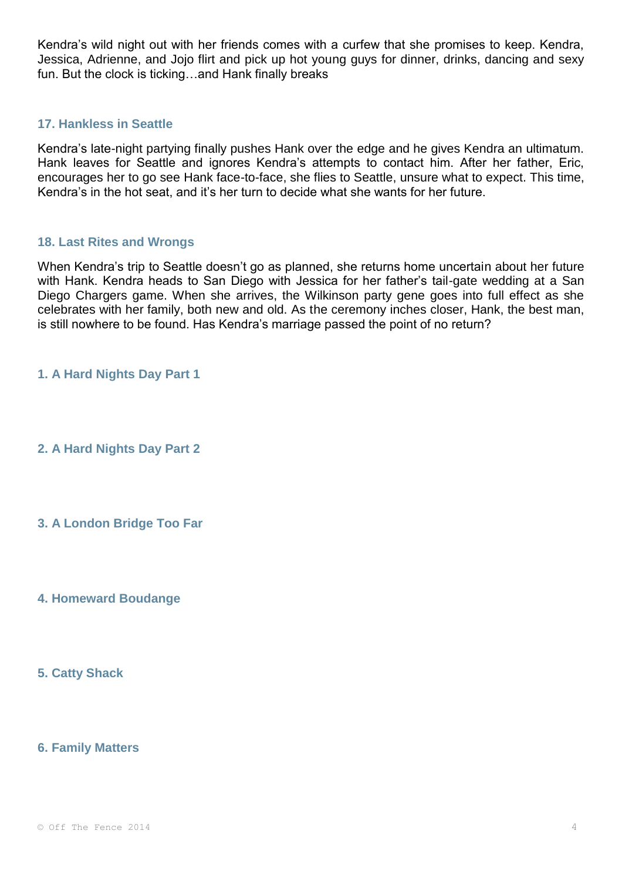Kendra's wild night out with her friends comes with a curfew that she promises to keep. Kendra, Jessica, Adrienne, and Jojo flirt and pick up hot young guys for dinner, drinks, dancing and sexy fun. But the clock is ticking…and Hank finally breaks

### 17. Hankless in Seattle

Kendra's late-night partying finally pushes Hank over the edge and he gives Kendra an ultimatum. Hank leaves for Seattle and ignores Kendra's attempts to contact him. After her father, Eric, encourages her to go see Hank face-to-face, she flies to Seattle, unsure what to expect. This time, Kendra's in the hot seat, and it's her turn to decide what she wants for her future.

### 18. Last Rites and Wrongs

When Kendra's trip to Seattle doesn't go as planned, she returns home uncertain about her future with Hank. Kendra heads to San Diego with Jessica for her father's tail-gate wedding at a San Diego Chargers game. When she arrives, the Wilkinson party gene goes into full effect as she celebrates with her family, both new and old. As the ceremony inches closer, Hank, the best man, is still nowhere to be found. Has Kendra's marriage passed the point of no return?

### 1. A Hard Nights Day Part 1

### 2. A Hard Nights Day Part 2

### 3. A London Bridge Too Far

### 4. Homeward Boudange

### 5. Catty Shack

### 6. Family Matters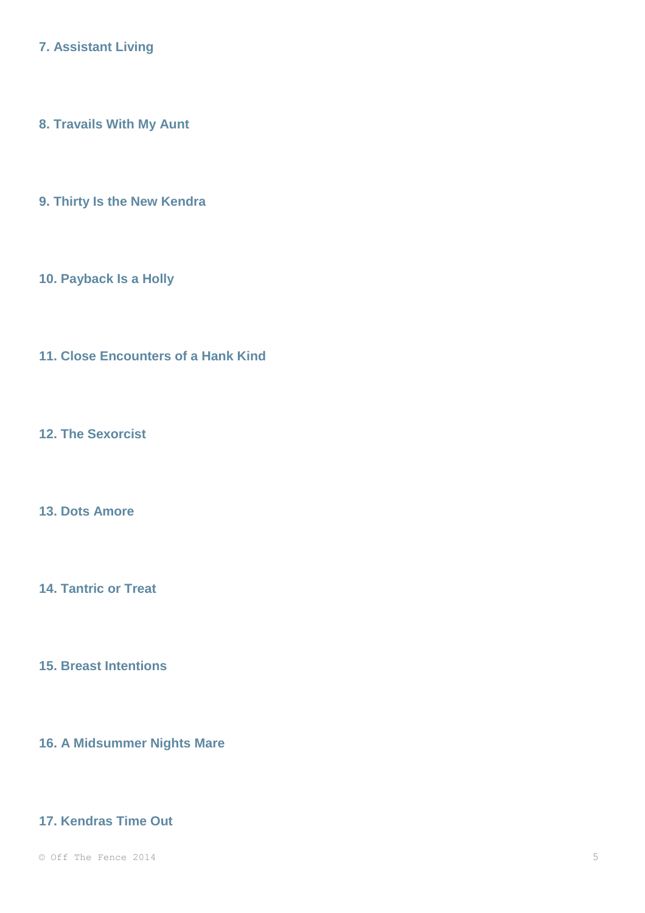**7. Assistant Living**

**8. Travails With My Aunt**

**9. Thirty Is the New Kendra**

**10. Payback Is a Holly**

**11. Close Encounters of a Hank Kind**

**12. The Sexorcist**

**13. Dots Amore**

**14. Tantric or Treat**

**15. Breast Intentions**

**16. A Midsummer Nights Mare**

**17. Kendras Time Out**

© Off The Fence 2014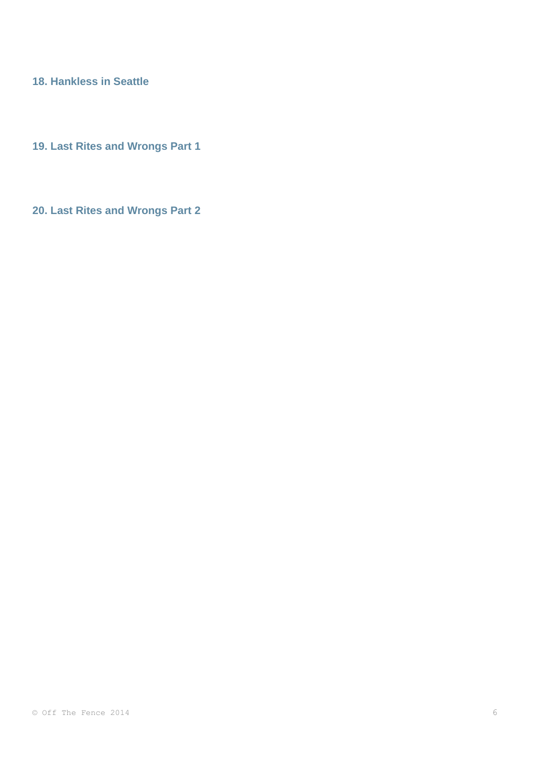**18. Hankless in Seattle**

**19. Last Rites and Wrongs Part 1**

**20. Last Rites and Wrongs Part 2**

© Off The Fence 2014